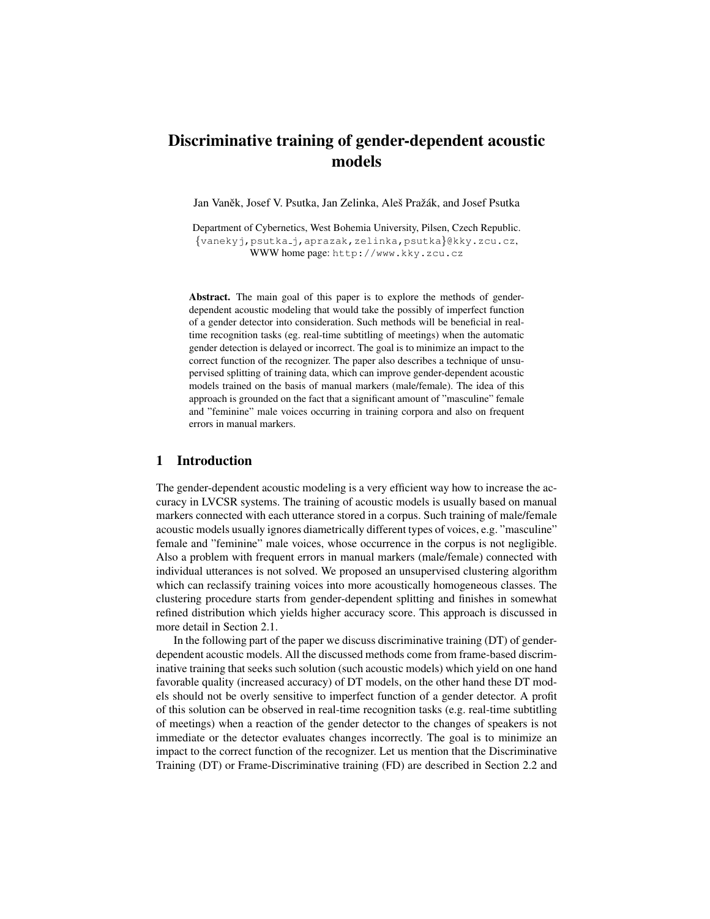# Discriminative training of gender-dependent acoustic models

Jan Vaněk, Josef V. Psutka, Jan Zelinka, Aleš Pražák, and Josef Psutka

Department of Cybernetics, West Bohemia University, Pilsen, Czech Republic.
{vanekyj,psutka_j,aprazak,zelinka,psutka}@kky.zcu.cz,
WWW home page: http://www.kky.zcu.cz

**Abstract.** The main goal of this paper is to explore the methods of gender-dependent acoustic modeling that would take the possibly of imperfect function of a gender detector into consideration. Such methods will be beneficial in real-time recognition tasks (eg. real-time subtitling of meetings) when the automatic gender detection is delayed or incorrect. The goal is to minimize an impact to the correct function of the recognizer. The paper also describes a technique of unsupervised splitting of training data, which can improve gender-dependent acoustic models trained on the basis of manual markers (male/female). The idea of this approach is grounded on the fact that a significant amount of "masculine" female and "feminine" male voices occurring in training corpora and also on frequent errors in manual markers.

## 1 Introduction

The gender-dependent acoustic modeling is a very efficient way how to increase the accuracy in LVCSR systems. The training of acoustic models is usually based on manual markers connected with each utterance stored in a corpus. Such training of male/female acoustic models usually ignores diametrically different types of voices, e.g. "masculine" female and "feminine" male voices, whose occurrence in the corpus is not negligible. Also a problem with frequent errors in manual markers (male/female) connected with individual utterances is not solved. We proposed an unsupervised clustering algorithm which can reclassify training voices into more acoustically homogeneous classes. The clustering procedure starts from gender-dependent splitting and finishes in somewhat refined distribution which yields higher accuracy score. This approach is discussed in more detail in Section 2.1.

In the following part of the paper we discuss discriminative training (DT) of gender-dependent acoustic models. All the discussed methods come from frame-based discriminative training that seeks such solution (such acoustic models) which yield on one hand favorable quality (increased accuracy) of DT models, on the other hand these DT models should not be overly sensitive to imperfect function of a gender detector. A profit of this solution can be observed in real-time recognition tasks (e.g. real-time subtitling of meetings) when a reaction of the gender detector to the changes of speakers is not immediate or the detector evaluates changes incorrectly. The goal is to minimize an impact to the correct function of the recognizer. Let us mention that the Discriminative Training (DT) or Frame-Discriminative training (FD) are described in Section 2.2 and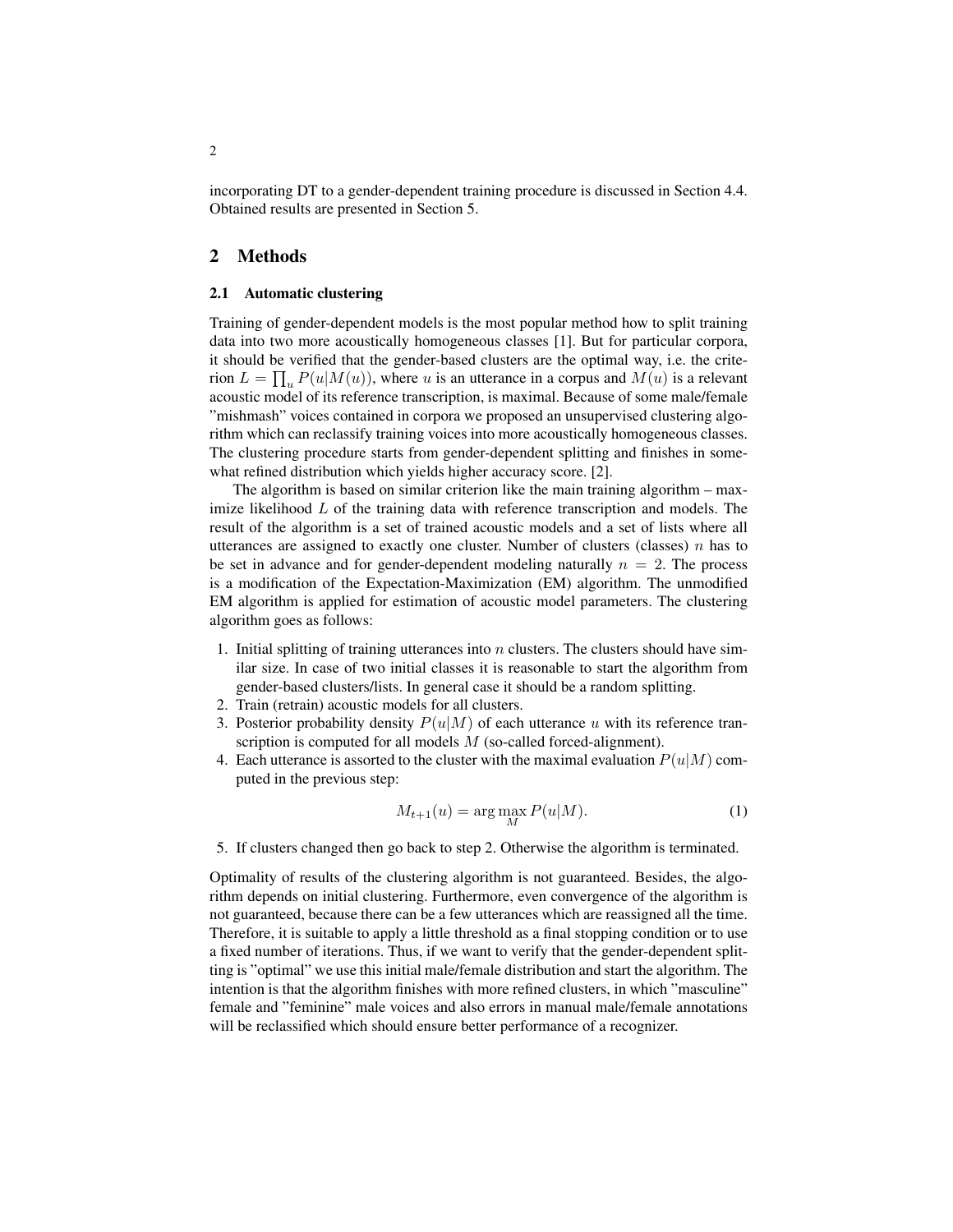incorporating DT to a gender-dependent training procedure is discussed in Section 4.4. Obtained results are presented in Section 5.

## 2 Methods

### 2.1 Automatic clustering

Training of gender-dependent models is the most popular method how to split training data into two more acoustically homogeneous classes [1]. But for particular corpora, it should be verified that the gender-based clusters are the optimal way, i.e. the criterion $L = \prod_u P(u|M(u))$, where $u$ is an utterance in a corpus and $M(u)$ is a relevant acoustic model of its reference transcription, is maximal. Because of some male/female "mishmash" voices contained in corpora we proposed an unsupervised clustering algorithm which can reclassify training voices into more acoustically homogeneous classes. The clustering procedure starts from gender-dependent splitting and finishes in somewhat refined distribution which yields higher accuracy score. [2].

The algorithm is based on similar criterion like the main training algorithm – maximize likelihood $L$ of the training data with reference transcription and models. The result of the algorithm is a set of trained acoustic models and a set of lists where all utterances are assigned to exactly one cluster. Number of clusters (classes) $n$ has to be set in advance and for gender-dependent modeling naturally $n = 2$. The process is a modification of the Expectation-Maximization (EM) algorithm. The unmodified EM algorithm is applied for estimation of acoustic model parameters. The clustering algorithm goes as follows:

1. Initial splitting of training utterances into $n$ clusters. The clusters should have similar size. In case of two initial classes it is reasonable to start the algorithm from gender-based clusters/lists. In general case it should be a random splitting.
2. Train (retrain) acoustic models for all clusters.
3. Posterior probability density $P(u|M)$ of each utterance $u$ with its reference transcription is computed for all models $M$ (so-called forced-alignment).
4. Each utterance is assorted to the cluster with the maximal evaluation $P(u|M)$ computed in the previous step:

$$M_{t+1}(u) = \arg\max_{M} P(u|M). \tag{1}$$

5. If clusters changed then go back to step 2. Otherwise the algorithm is terminated.

Optimality of results of the clustering algorithm is not guaranteed. Besides, the algorithm depends on initial clustering. Furthermore, even convergence of the algorithm is not guaranteed, because there can be a few utterances which are reassigned all the time. Therefore, it is suitable to apply a little threshold as a final stopping condition or to use a fixed number of iterations. Thus, if we want to verify that the gender-dependent splitting is "optimal" we use this initial male/female distribution and start the algorithm. The intention is that the algorithm finishes with more refined clusters, in which "masculine" female and "feminine" male voices and also errors in manual male/female annotations will be reclassified which should ensure better performance of a recognizer.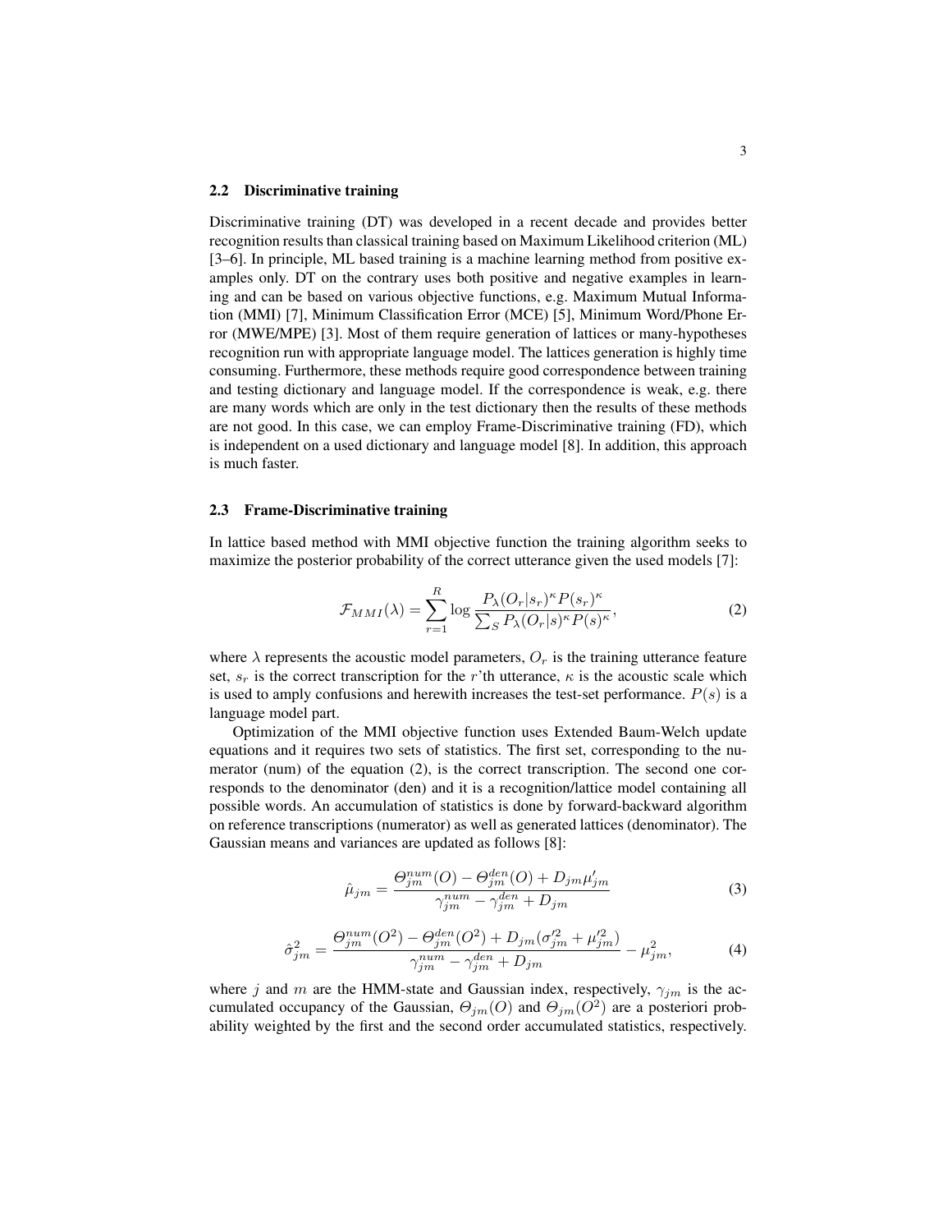### 2.2 Discriminative training

Discriminative training (DT) was developed in a recent decade and provides better recognition results than classical training based on Maximum Likelihood criterion (ML) [3–6]. In principle, ML based training is a machine learning method from positive examples only. DT on the contrary uses both positive and negative examples in learning and can be based on various objective functions, e.g. Maximum Mutual Information (MMI) [7], Minimum Classification Error (MCE) [5], Minimum Word/Phone Error (MWE/MPE) [3]. Most of them require generation of lattices or many-hypotheses recognition run with appropriate language model. The lattices generation is highly time consuming. Furthermore, these methods require good correspondence between training and testing dictionary and language model. If the correspondence is weak, e.g. there are many words which are only in the test dictionary then the results of these methods are not good. In this case, we can employ Frame-Discriminative training (FD), which is independent on a used dictionary and language model [8]. In addition, this approach is much faster.

### 2.3 Frame-Discriminative training

In lattice based method with MMI objective function the training algorithm seeks to maximize the posterior probability of the correct utterance given the used models [7]:

$$\mathcal{F}_{MMI}(\lambda) = \sum_{r=1}^{R} \log \frac{P_\lambda(O_r|s_r)^\kappa P(s_r)^\kappa}{\sum_S P_\lambda(O_r|s)^\kappa P(s)^\kappa}, \tag{2}$$

where $\lambda$ represents the acoustic model parameters, $O_r$ is the training utterance feature set, $s_r$ is the correct transcription for the $r$'th utterance, $\kappa$ is the acoustic scale which is used to amply confusions and herewith increases the test-set performance. $P(s)$ is a language model part.

Optimization of the MMI objective function uses Extended Baum-Welch update equations and it requires two sets of statistics. The first set, corresponding to the numerator (num) of the equation (2), is the correct transcription. The second one corresponds to the denominator (den) and it is a recognition/lattice model containing all possible words. An accumulation of statistics is done by forward-backward algorithm on reference transcriptions (numerator) as well as generated lattices (denominator). The Gaussian means and variances are updated as follows [8]:

$$\hat{\mu}_{jm} = \frac{\Theta_{jm}^{num}(O) - \Theta_{jm}^{den}(O) + D_{jm}\mu'_{jm}}{\gamma_{jm}^{num} - \gamma_{jm}^{den} + D_{jm}} \tag{3}$$

$$\hat{\sigma}_{jm}^2 = \frac{\Theta_{jm}^{num}(O^2) - \Theta_{jm}^{den}(O^2) + D_{jm}(\sigma'^2_{jm} + \mu'^2_{jm})}{\gamma_{jm}^{num} - \gamma_{jm}^{den} + D_{jm}} - \mu_{jm}^2, \tag{4}$$

where $j$ and $m$ are the HMM-state and Gaussian index, respectively, $\gamma_{jm}$ is the accumulated occupancy of the Gaussian, $\Theta_{jm}(O)$ and $\Theta_{jm}(O^2)$ are a posteriori probability weighted by the first and the second order accumulated statistics, respectively.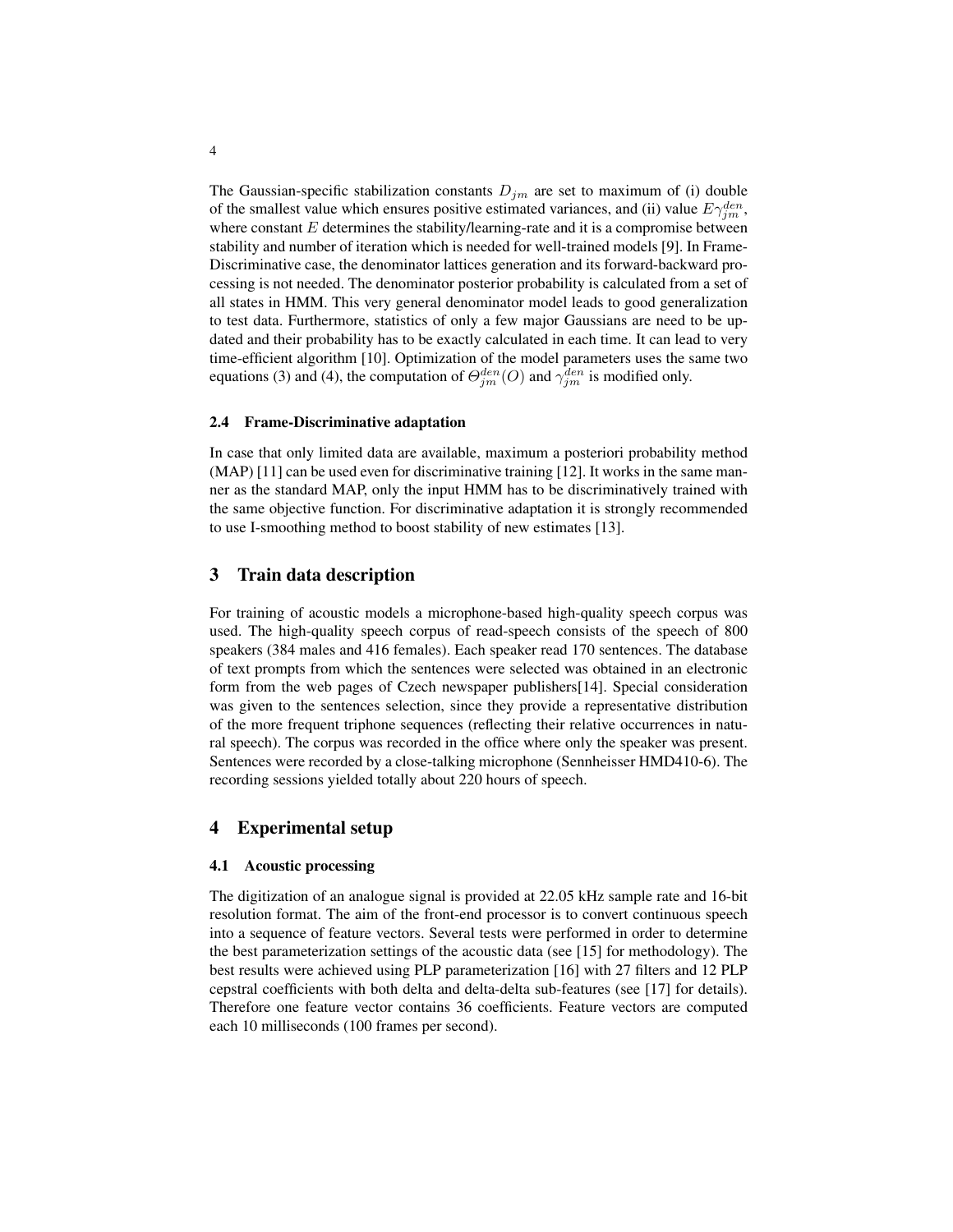The Gaussian-specific stabilization constants $D_{jm}$ are set to maximum of (i) double of the smallest value which ensures positive estimated variances, and (ii) value $E\gamma_{jm}^{den}$, where constant $E$ determines the stability/learning-rate and it is a compromise between stability and number of iteration which is needed for well-trained models [9]. In Frame-Discriminative case, the denominator lattices generation and its forward-backward processing is not needed. The denominator posterior probability is calculated from a set of all states in HMM. This very general denominator model leads to good generalization to test data. Furthermore, statistics of only a few major Gaussians are need to be updated and their probability has to be exactly calculated in each time. It can lead to very time-efficient algorithm [10]. Optimization of the model parameters uses the same two equations (3) and (4), the computation of $\Theta_{jm}^{den}(O)$ and $\gamma_{jm}^{den}$ is modified only.

### 2.4 Frame-Discriminative adaptation

In case that only limited data are available, maximum a posteriori probability method (MAP) [11] can be used even for discriminative training [12]. It works in the same manner as the standard MAP, only the input HMM has to be discriminatively trained with the same objective function. For discriminative adaptation it is strongly recommended to use I-smoothing method to boost stability of new estimates [13].

## 3 Train data description

For training of acoustic models a microphone-based high-quality speech corpus was used. The high-quality speech corpus of read-speech consists of the speech of 800 speakers (384 males and 416 females). Each speaker read 170 sentences. The database of text prompts from which the sentences were selected was obtained in an electronic form from the web pages of Czech newspaper publishers[14]. Special consideration was given to the sentences selection, since they provide a representative distribution of the more frequent triphone sequences (reflecting their relative occurrences in natural speech). The corpus was recorded in the office where only the speaker was present. Sentences were recorded by a close-talking microphone (Sennheisser HMD410-6). The recording sessions yielded totally about 220 hours of speech.

## 4 Experimental setup

### 4.1 Acoustic processing

The digitization of an analogue signal is provided at 22.05 kHz sample rate and 16-bit resolution format. The aim of the front-end processor is to convert continuous speech into a sequence of feature vectors. Several tests were performed in order to determine the best parameterization settings of the acoustic data (see [15] for methodology). The best results were achieved using PLP parameterization [16] with 27 filters and 12 PLP cepstral coefficients with both delta and delta-delta sub-features (see [17] for details). Therefore one feature vector contains 36 coefficients. Feature vectors are computed each 10 milliseconds (100 frames per second).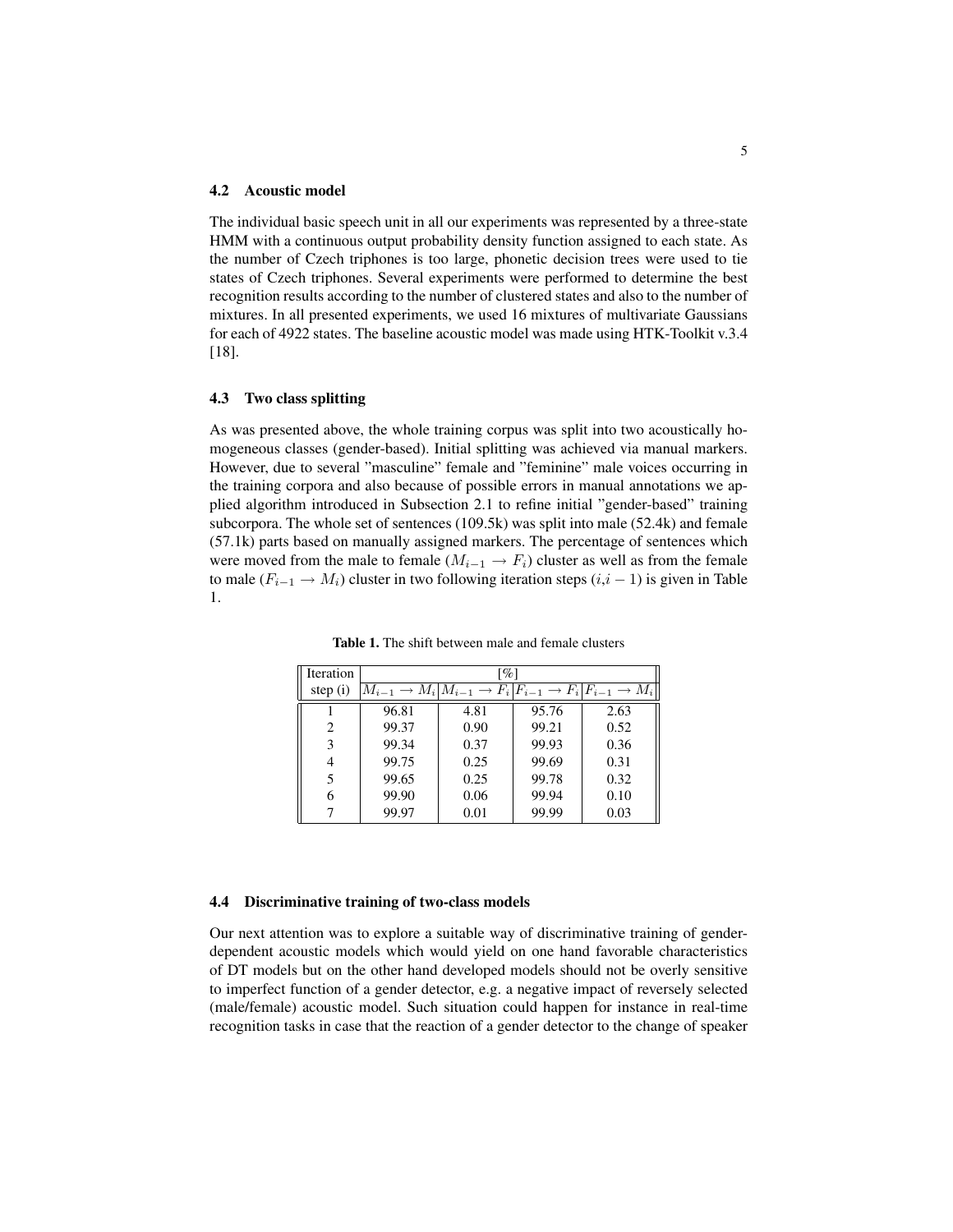### 4.2 Acoustic model

The individual basic speech unit in all our experiments was represented by a three-state HMM with a continuous output probability density function assigned to each state. As the number of Czech triphones is too large, phonetic decision trees were used to tie states of Czech triphones. Several experiments were performed to determine the best recognition results according to the number of clustered states and also to the number of mixtures. In all presented experiments, we used 16 mixtures of multivariate Gaussians for each of 4922 states. The baseline acoustic model was made using HTK-Toolkit v.3.4 [18].

### 4.3 Two class splitting

As was presented above, the whole training corpus was split into two acoustically homogeneous classes (gender-based). Initial splitting was achieved via manual markers. However, due to several "masculine" female and "feminine" male voices occurring in the training corpora and also because of possible errors in manual annotations we applied algorithm introduced in Subsection 2.1 to refine initial "gender-based" training subcorpora. The whole set of sentences (109.5k) was split into male (52.4k) and female (57.1k) parts based on manually assigned markers. The percentage of sentences which were moved from the male to female ($M_{i-1} \rightarrow F_i$) cluster as well as from the female to male ($F_{i-1} \rightarrow M_i$) cluster in two following iteration steps ($i$,$i-1$) is given in Table 1.

**Table 1.** The shift between male and female clusters

| Iteration | [%] | | | |
|---|---|---|---|---|
| step (i) | $M_{i-1} \rightarrow M_i$ | $M_{i-1} \rightarrow F_i$ | $F_{i-1} \rightarrow F_i$ | $F_{i-1} \rightarrow M_i$ |
| 1 | 96.81 | 4.81 | 95.76 | 2.63 |
| 2 | 99.37 | 0.90 | 99.21 | 0.52 |
| 3 | 99.34 | 0.37 | 99.93 | 0.36 |
| 4 | 99.75 | 0.25 | 99.69 | 0.31 |
| 5 | 99.65 | 0.25 | 99.78 | 0.32 |
| 6 | 99.90 | 0.06 | 99.94 | 0.10 |
| 7 | 99.97 | 0.01 | 99.99 | 0.03 |

### 4.4 Discriminative training of two-class models

Our next attention was to explore a suitable way of discriminative training of gender-dependent acoustic models which would yield on one hand favorable characteristics of DT models but on the other hand developed models should not be overly sensitive to imperfect function of a gender detector, e.g. a negative impact of reversely selected (male/female) acoustic model. Such situation could happen for instance in real-time recognition tasks in case that the reaction of a gender detector to the change of speaker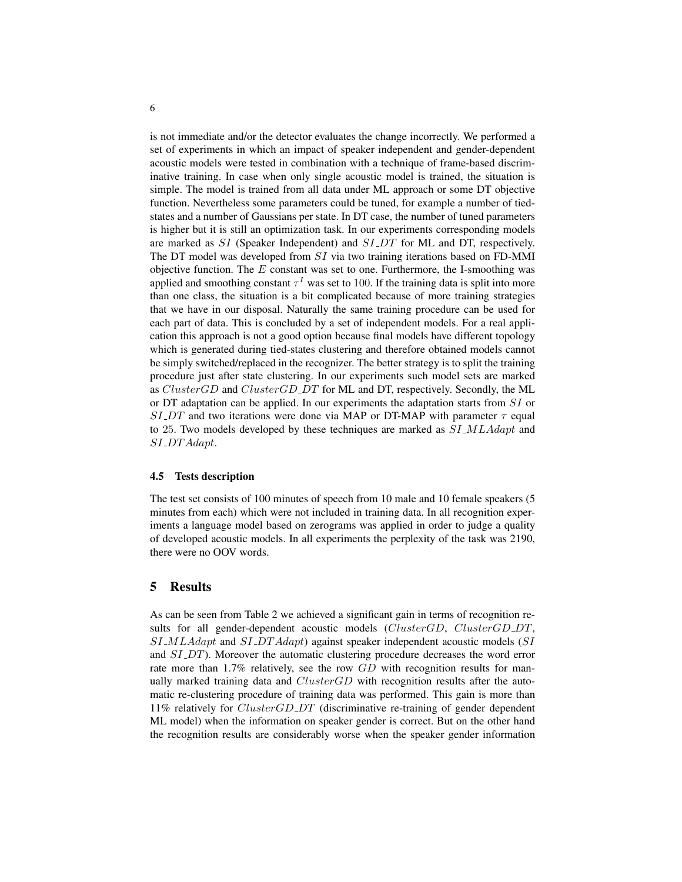is not immediate and/or the detector evaluates the change incorrectly. We performed a set of experiments in which an impact of speaker independent and gender-dependent acoustic models were tested in combination with a technique of frame-based discriminative training. In case when only single acoustic model is trained, the situation is simple. The model is trained from all data under ML approach or some DT objective function. Nevertheless some parameters could be tuned, for example a number of tied-states and a number of Gaussians per state. In DT case, the number of tuned parameters is higher but it is still an optimization task. In our experiments corresponding models are marked as $SI$ (Speaker Independent) and $SI\_DT$ for ML and DT, respectively. The DT model was developed from $SI$ via two training iterations based on FD-MMI objective function. The $E$ constant was set to one. Furthermore, the I-smoothing was applied and smoothing constant $\tau^I$ was set to $100$. If the training data is split into more than one class, the situation is a bit complicated because of more training strategies that we have in our disposal. Naturally the same training procedure can be used for each part of data. This is concluded by a set of independent models. For a real application this approach is not a good option because final models have different topology which is generated during tied-states clustering and therefore obtained models cannot be simply switched/replaced in the recognizer. The better strategy is to split the training procedure just after state clustering. In our experiments such model sets are marked as $ClusterGD$ and $ClusterGD\_DT$ for ML and DT, respectively. Secondly, the ML or DT adaptation can be applied. In our experiments the adaptation starts from $SI$ or $SI\_DT$ and two iterations were done via MAP or DT-MAP with parameter $\tau$ equal to $25$. Two models developed by these techniques are marked as $SI\_MLAdapt$ and $SI\_DTAdapt$.

### 4.5 Tests description

The test set consists of 100 minutes of speech from 10 male and 10 female speakers (5 minutes from each) which were not included in training data. In all recognition experiments a language model based on zerograms was applied in order to judge a quality of developed acoustic models. In all experiments the perplexity of the task was 2190, there were no OOV words.

## 5 Results

As can be seen from Table 2 we achieved a significant gain in terms of recognition results for all gender-dependent acoustic models ($ClusterGD$, $ClusterGD\_DT$, $SI\_MLAdapt$ and $SI\_DTAdapt$) against speaker independent acoustic models ($SI$ and $SI\_DT$). Moreover the automatic clustering procedure decreases the word error rate more than 1.7% relatively, see the row $GD$ with recognition results for manually marked training data and $ClusterGD$ with recognition results after the automatic re-clustering procedure of training data was performed. This gain is more than 11% relatively for $ClusterGD\_DT$ (discriminative re-training of gender dependent ML model) when the information on speaker gender is correct. But on the other hand the recognition results are considerably worse when the speaker gender information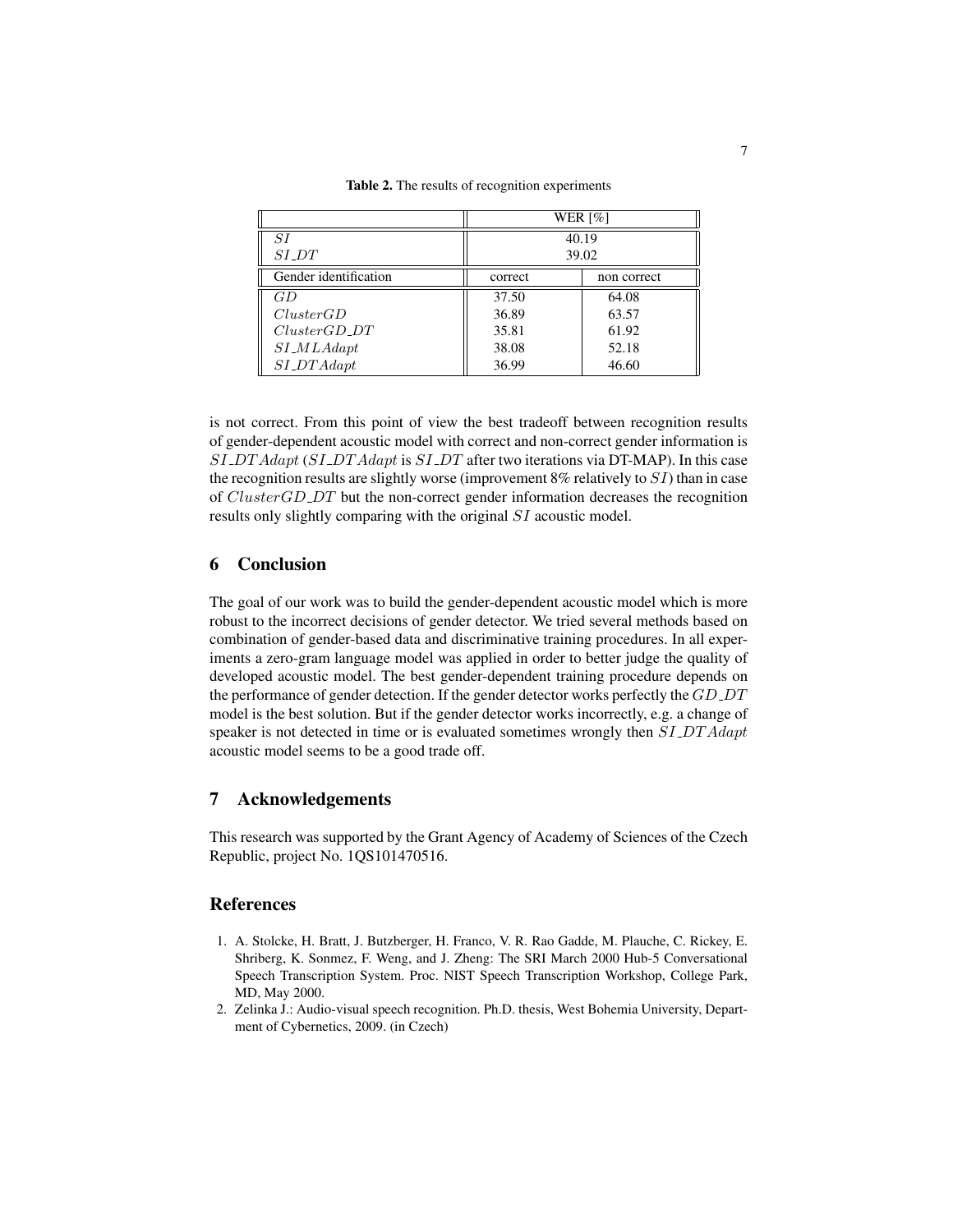**Table 2.** The results of recognition experiments

| | WER [%] | |
|---|---|---|
| $SI$ | 40.19 | |
| $SI\_DT$ | 39.02 | |
| Gender identification | correct | non correct |
| $GD$ | 37.50 | 64.08 |
| $ClusterGD$ | 36.89 | 63.57 |
| $ClusterGD\_DT$ | 35.81 | 61.92 |
| $SI\_MLAdapt$ | 38.08 | 52.18 |
| $SI\_DTAdapt$ | 36.99 | 46.60 |

is not correct. From this point of view the best tradeoff between recognition results of gender-dependent acoustic model with correct and non-correct gender information is $SI\_DTAdapt$ ($SI\_DTAdapt$ is $SI\_DT$ after two iterations via DT-MAP). In this case the recognition results are slightly worse (improvement 8% relatively to $SI$) than in case of $ClusterGD\_DT$ but the non-correct gender information decreases the recognition results only slightly comparing with the original $SI$ acoustic model.

## 6 Conclusion

The goal of our work was to build the gender-dependent acoustic model which is more robust to the incorrect decisions of gender detector. We tried several methods based on combination of gender-based data and discriminative training procedures. In all experiments a zero-gram language model was applied in order to better judge the quality of developed acoustic model. The best gender-dependent training procedure depends on the performance of gender detection. If the gender detector works perfectly the $GD\_DT$ model is the best solution. But if the gender detector works incorrectly, e.g. a change of speaker is not detected in time or is evaluated sometimes wrongly then $SI\_DTAdapt$ acoustic model seems to be a good trade off.

## 7 Acknowledgements

This research was supported by the Grant Agency of Academy of Sciences of the Czech Republic, project No. 1QS101470516.

## References

1. A. Stolcke, H. Bratt, J. Butzberger, H. Franco, V. R. Rao Gadde, M. Plauche, C. Rickey, E. Shriberg, K. Sonmez, F. Weng, and J. Zheng: The SRI March 2000 Hub-5 Conversational Speech Transcription System. Proc. NIST Speech Transcription Workshop, College Park, MD, May 2000.
2. Zelinka J.: Audio-visual speech recognition. Ph.D. thesis, West Bohemia University, Department of Cybernetics, 2009. (in Czech)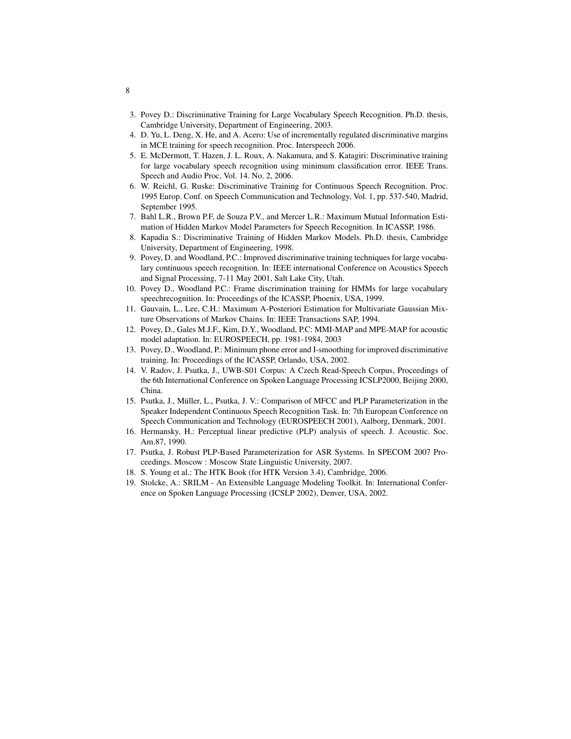3. Povey D.: Discriminative Training for Large Vocabulary Speech Recognition. Ph.D. thesis, Cambridge University, Department of Engineering, 2003.
4. D. Yu, L. Deng, X. He, and A. Acero: Use of incrementally regulated discriminative margins in MCE training for speech recognition. Proc. Interspeech 2006.
5. E. McDermott, T. Hazen, J. L. Roux, A. Nakamura, and S. Katagiri: Discriminative training for large vocabulary speech recognition using minimum classification error. IEEE Trans. Speech and Audio Proc, Vol. 14. No. 2, 2006.
6. W. Reichl, G. Ruske: Discriminative Training for Continuous Speech Recognition. Proc. 1995 Europ. Conf. on Speech Communication and Technology, Vol. 1, pp. 537-540, Madrid, September 1995.
7. Bahl L.R., Brown P.F, de Souza P.V., and Mercer L.R.: Maximum Mutual Information Estimation of Hidden Markov Model Parameters for Speech Recognition. In ICASSP, 1986.
8. Kapadia S.: Discriminative Training of Hidden Markov Models. Ph.D. thesis, Cambridge University, Department of Engineering, 1998.
9. Povey, D. and Woodland, P.C.: Improved discriminative training techniques for large vocabulary continuous speech recognition. In: IEEE international Conference on Acoustics Speech and Signal Processing, 7-11 May 2001, Salt Lake City, Utah.
10. Povey D., Woodland P.C.: Frame discrimination training for HMMs for large vocabulary speechrecognition. In: Proceedings of the ICASSP, Phoenix, USA, 1999.
11. Gauvain, L., Lee, C.H.: Maximum A-Posteriori Estimation for Multivariate Gaussian Mixture Observations of Markov Chains. In: IEEE Transactions SAP, 1994.
12. Povey, D., Gales M.J.F., Kim, D.Y., Woodland, P.C: MMI-MAP and MPE-MAP for acoustic model adaptation. In: EUROSPEECH, pp. 1981-1984, 2003
13. Povey, D., Woodland, P.: Minimum phone error and I-smoothing for improved discriminative training. In: Proceedings of the ICASSP, Orlando, USA, 2002.
14. V. Radov, J. Psutka, J., UWB-S01 Corpus: A Czech Read-Speech Corpus, Proceedings of the 6th International Conference on Spoken Language Processing ICSLP2000, Beijing 2000, China.
15. Psutka, J., Müller, L., Psutka, J. V.: Comparison of MFCC and PLP Parameterization in the Speaker Independent Continuous Speech Recognition Task. In: 7th European Conference on Speech Communication and Technology (EUROSPEECH 2001), Aalborg, Denmark, 2001.
16. Hermansky, H.: Perceptual linear predictive (PLP) analysis of speech. J. Acoustic. Soc. Am.87, 1990.
17. Psutka, J. Robust PLP-Based Parameterization for ASR Systems. In SPECOM 2007 Proceedings. Moscow : Moscow State Linguistic University, 2007.
18. S. Young et al.: The HTK Book (for HTK Version 3.4), Cambridge, 2006.
19. Stolcke, A.: SRILM - An Extensible Language Modeling Toolkit. In: International Conference on Spoken Language Processing (ICSLP 2002), Denver, USA, 2002.